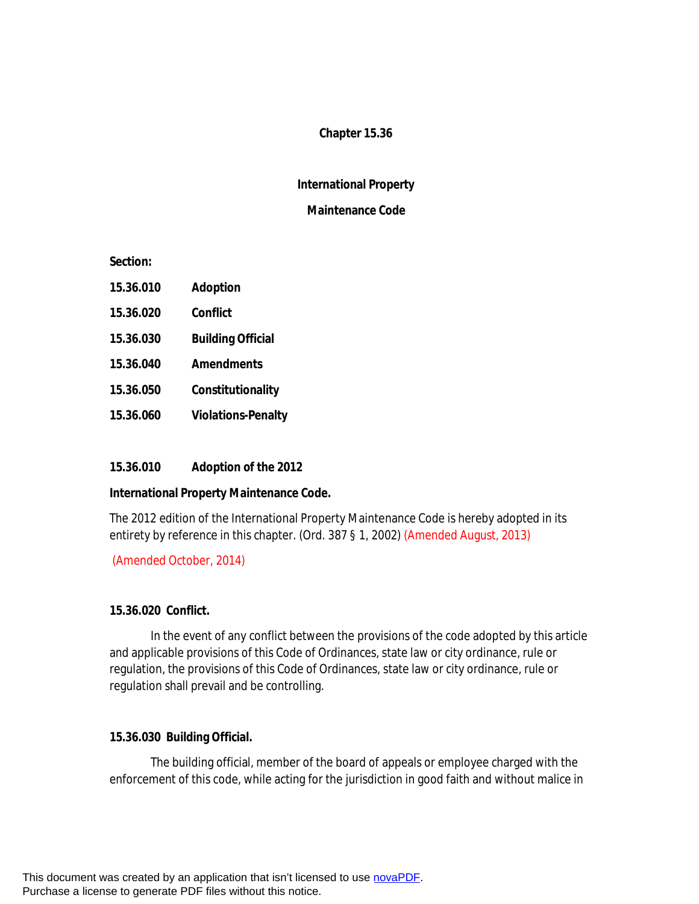# Chapter 15.36

## International Property Maintenance Code

**Section:**

**15.36.010 Adoption**

**15.36.020 Conflict**

**15.36.030 Building Official**

**15.36.040 Amendments**

**15.36.050 Constitutionality**

**15.36.060 Violations-Penalty**

**15.36.010 Adoption of the 2012 International Property Maintenance Code.**

The 2012 edition of the International Property Maintenance Code is hereby adopted in its entirety by reference in this chapter. (Ord. 387 § 1, 2002) (Amended August, 2013)

(Amended October, 2014)

**15.36.020 Conflict.**

In the event of any conflict between the provisions of the code adopted by this article and applicable provisions of this Code of Ordinances, state law or city ordinance, rule or regulation, the provisions of this Code of Ordinances, state law or city ordinance, rule or regulation shall prevail and be controlling.

**15.36.030 Building Official.**

The building official, member of the board of appeals or employee charged with the enforcement of this code, while acting for the jurisdiction in good faith and without malice in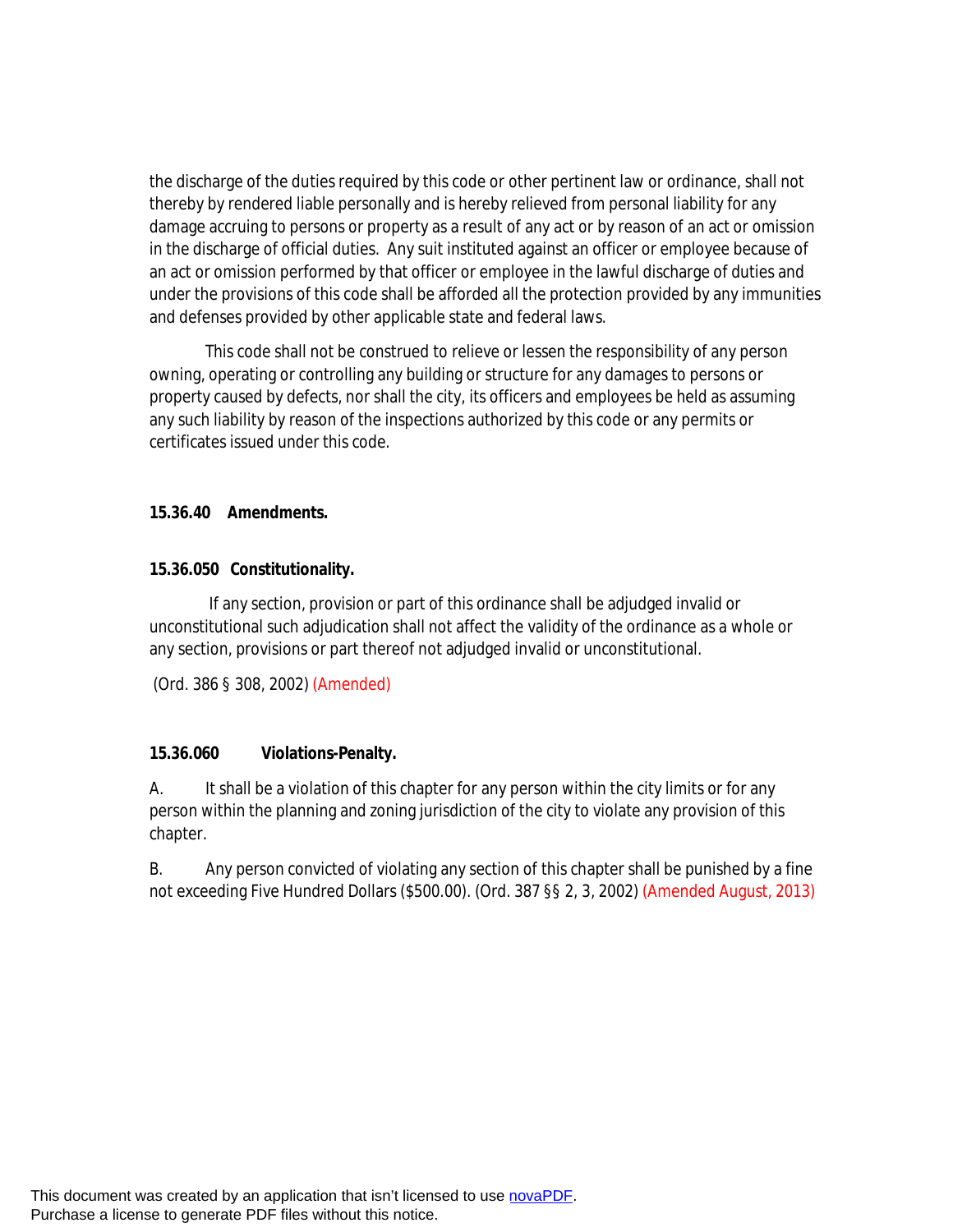the discharge of the duties required by this code or other pertinent law or ordinance, shall not thereby by rendered liable personally and is hereby relieved from personal liability for any damage accruing to persons or property as a result of any act or by reason of an act or omission in the discharge of official duties. Any suit instituted against an officer or employee because of an act or omission performed by that officer or employee in the lawful discharge of duties and under the provisions of this code shall be afforded all the protection provided by any immunities and defenses provided by other applicable state and federal laws.

This code shall not be construed to relieve or lessen the responsibility of any person owning, operating or controlling any building or structure for any damages to persons or property caused by defects, nor shall the city, its officers and employees be held as assuming any such liability by reason of the inspections authorized by this code or any permits or certificates issued under this code.

**15.36.40 Amendments.**

**15.36.050 Constitutionality.**

If any section, provision or part of this ordinance shall be adjudged invalid or unconstitutional such adjudication shall not affect the validity of the ordinance as a whole or any section, provisions or part thereof not adjudged invalid or unconstitutional.

(Ord. 386 § 308, 2002) (Amended)

**15.36.060 Violations-Penalty.**

A. It shall be a violation of this chapter for any person within the city limits or for any person within the planning and zoning jurisdiction of the city to violate any provision of this chapter.

B. Any person convicted of violating any section of this chapter shall be punished by a fine not exceeding Five Hundred Dollars ($500.00). (Ord. 387 §§ 2, 3, 2002) (Amended August, 2013)

This document was created by an application that isn't licensed to use novaPDF.
Purchase a license to generate PDF files without this notice.